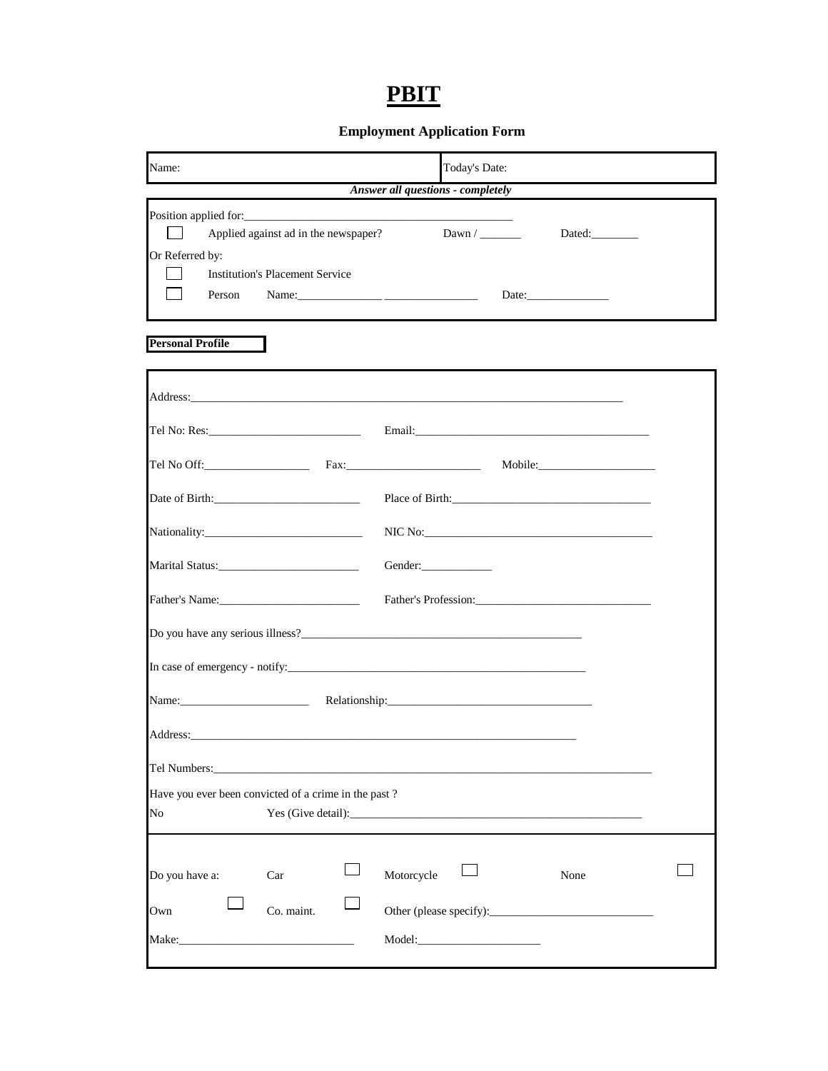# PBIT

**Employment Application Form**

| Name: | Today's Date: |
|---|---|

***Answer all questions - completely***

Position applied for:______________________________________________

☐ Applied against ad in the newspaper? Dawn / _______ Dated:________

Or Referred by:

☐ Institution's Placement Service

☐ Person Name:______________ _______________ Date:______________

**Personal Profile**

Address:___________________________________________________________________________

Tel No: Res:__________________________ Email:_________________________________________

Tel No Off:__________________ Fax:_______________________ Mobile:____________________

Date of Birth:_________________________ Place of Birth:__________________________________

Nationality:___________________________ NIC No:_______________________________________

Marital Status:________________________ Gender:____________

Father's Name:________________________ Father's Profession:_____________________________

Do you have any serious illness?_________________________________________________

In case of emergency - notify:____________________________________________________

Name:______________________ Relationship:___________________________________

Address:_____________________________________________________________________

Tel Numbers:_____________________________________________________________________

Have you ever been convicted of a crime in the past ?

No Yes (Give detail):___________________________________________________

Do you have a: Car ☐ Motorcycle ☐ None ☐

Own ☐ Co. maint. ☐ Other (please specify):___________________________

Make:______________________________ Model:_____________________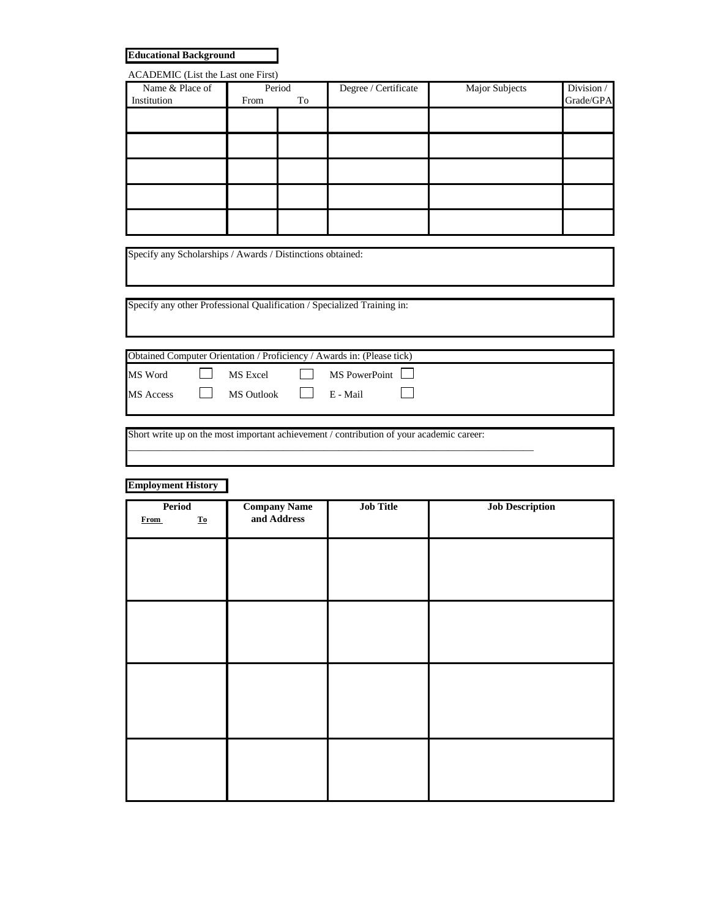**Educational Background**

ACADEMIC (List the Last one First)

| Name & Place of Institution | Period | | Degree / Certificate | Major Subjects | Division / Grade/GPA |
|---|---|---|---|---|---|
| | From | To | | | |
| | | | | | |
| | | | | | |
| | | | | | |
| | | | | | |
| | | | | | |

Specify any Scholarships / Awards / Distinctions obtained:

Specify any other Professional Qualification / Specialized Training in:

Obtained Computer Orientation / Proficiency / Awards in: (Please tick)

| | | | | | |
|---|---|---|---|---|---|
| MS Word | ☐ | MS Excel | ☐ | MS PowerPoint | ☐ |
| MS Access | ☐ | MS Outlook | ☐ | E - Mail | ☐ |

Short write up on the most important achievement / contribution of your academic career:

______________________________________________________________________________

**Employment History**

| Period | | Company Name and Address | Job Title | Job Description |
|---|---|---|---|---|
| **From** | **To** | | | |
| | | | | |
| | | | | |
| | | | | |
| | | | | |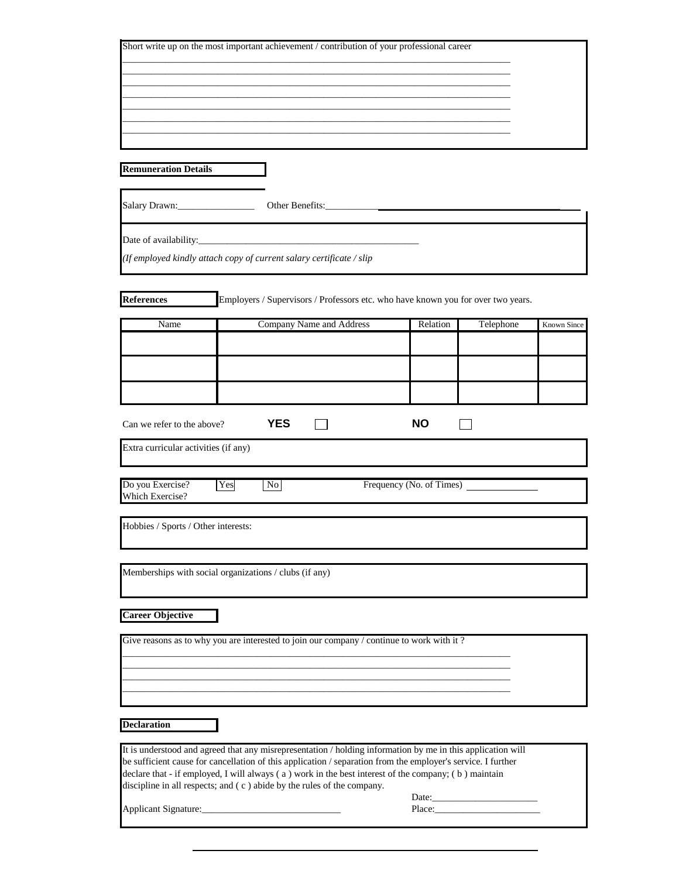Short write up on the most important achievement / contribution of your professional career

\_\_\_\_\_\_\_\_\_\_\_\_\_\_\_\_\_\_\_\_\_\_\_\_\_\_\_\_\_\_\_\_\_\_\_\_\_\_\_\_\_\_\_\_\_\_\_\_\_\_\_\_\_\_\_\_\_\_\_\_\_\_\_\_\_\_\_\_\_\_\_\_\_\_\_\_\_\_

\_\_\_\_\_\_\_\_\_\_\_\_\_\_\_\_\_\_\_\_\_\_\_\_\_\_\_\_\_\_\_\_\_\_\_\_\_\_\_\_\_\_\_\_\_\_\_\_\_\_\_\_\_\_\_\_\_\_\_\_\_\_\_\_\_\_\_\_\_\_\_\_\_\_\_\_\_\_

\_\_\_\_\_\_\_\_\_\_\_\_\_\_\_\_\_\_\_\_\_\_\_\_\_\_\_\_\_\_\_\_\_\_\_\_\_\_\_\_\_\_\_\_\_\_\_\_\_\_\_\_\_\_\_\_\_\_\_\_\_\_\_\_\_\_\_\_\_\_\_\_\_\_\_\_\_\_

\_\_\_\_\_\_\_\_\_\_\_\_\_\_\_\_\_\_\_\_\_\_\_\_\_\_\_\_\_\_\_\_\_\_\_\_\_\_\_\_\_\_\_\_\_\_\_\_\_\_\_\_\_\_\_\_\_\_\_\_\_\_\_\_\_\_\_\_\_\_\_\_\_\_\_\_\_\_

\_\_\_\_\_\_\_\_\_\_\_\_\_\_\_\_\_\_\_\_\_\_\_\_\_\_\_\_\_\_\_\_\_\_\_\_\_\_\_\_\_\_\_\_\_\_\_\_\_\_\_\_\_\_\_\_\_\_\_\_\_\_\_\_\_\_\_\_\_\_\_\_\_\_\_\_\_\_

\_\_\_\_\_\_\_\_\_\_\_\_\_\_\_\_\_\_\_\_\_\_\_\_\_\_\_\_\_\_\_\_\_\_\_\_\_\_\_\_\_\_\_\_\_\_\_\_\_\_\_\_\_\_\_\_\_\_\_\_\_\_\_\_\_\_\_\_\_\_\_\_\_\_\_\_\_\_

\_\_\_\_\_\_\_\_\_\_\_\_\_\_\_\_\_\_\_\_\_\_\_\_\_\_\_\_\_\_\_\_\_\_\_\_\_\_\_\_\_\_\_\_\_\_\_\_\_\_\_\_\_\_\_\_\_\_\_\_\_\_\_\_\_\_\_\_\_\_\_\_\_\_\_\_\_\_

**Remuneration Details**

Salary Drawn:\_\_\_\_\_\_\_\_\_\_\_\_\_\_\_\_ Other Benefits:\_\_\_\_\_\_\_\_\_\_\_\_\_\_\_\_\_\_\_\_\_\_\_\_\_\_\_\_\_\_\_\_\_\_\_\_\_\_\_\_\_\_\_\_

Date of availability:\_\_\_\_\_\_\_\_\_\_\_\_\_\_\_\_\_\_\_\_\_\_\_\_\_\_\_\_\_\_\_\_\_\_\_\_\_\_\_\_\_\_\_\_\_\_\_

*(If employed kindly attach copy of current salary certificate / slip*

**References** Employers / Supervisors / Professors etc. who have known you for over two years.

| Name | Company Name and Address | Relation | Telephone | Known Since |
|---|---|---|---|---|
| | | | | |
| | | | | |
| | | | | |

Can we refer to the above? **YES** ☐ **NO** ☐

Extra curricular activities (if any)

Do you Exercise? Yes No Frequency (No. of Times) \_\_\_\_\_\_\_\_\_\_\_\_\_\_

Which Exercise?

Hobbies / Sports / Other interests:

Memberships with social organizations / clubs (if any)

**Career Objective**

Give reasons as to why you are interested to join our company / continue to work with it ?

\_\_\_\_\_\_\_\_\_\_\_\_\_\_\_\_\_\_\_\_\_\_\_\_\_\_\_\_\_\_\_\_\_\_\_\_\_\_\_\_\_\_\_\_\_\_\_\_\_\_\_\_\_\_\_\_\_\_\_\_\_\_\_\_\_\_\_\_\_\_\_\_\_\_\_\_\_\_

\_\_\_\_\_\_\_\_\_\_\_\_\_\_\_\_\_\_\_\_\_\_\_\_\_\_\_\_\_\_\_\_\_\_\_\_\_\_\_\_\_\_\_\_\_\_\_\_\_\_\_\_\_\_\_\_\_\_\_\_\_\_\_\_\_\_\_\_\_\_\_\_\_\_\_\_\_\_

\_\_\_\_\_\_\_\_\_\_\_\_\_\_\_\_\_\_\_\_\_\_\_\_\_\_\_\_\_\_\_\_\_\_\_\_\_\_\_\_\_\_\_\_\_\_\_\_\_\_\_\_\_\_\_\_\_\_\_\_\_\_\_\_\_\_\_\_\_\_\_\_\_\_\_\_\_\_

\_\_\_\_\_\_\_\_\_\_\_\_\_\_\_\_\_\_\_\_\_\_\_\_\_\_\_\_\_\_\_\_\_\_\_\_\_\_\_\_\_\_\_\_\_\_\_\_\_\_\_\_\_\_\_\_\_\_\_\_\_\_\_\_\_\_\_\_\_\_\_\_\_\_\_\_\_\_

**Declaration**

It is understood and agreed that any misrepresentation / holding information by me in this application will be sufficient cause for cancellation of this application / separation from the employer's service. I further declare that - if employed, I will always ( a ) work in the best interest of the company; ( b ) maintain discipline in all respects; and ( c ) abide by the rules of the company.

Date:\_\_\_\_\_\_\_\_\_\_\_\_\_\_\_\_\_\_\_\_\_\_

Applicant Signature:\_\_\_\_\_\_\_\_\_\_\_\_\_\_\_\_\_\_\_\_\_\_\_\_\_\_\_\_\_\_ Place:\_\_\_\_\_\_\_\_\_\_\_\_\_\_\_\_\_\_\_\_\_\_